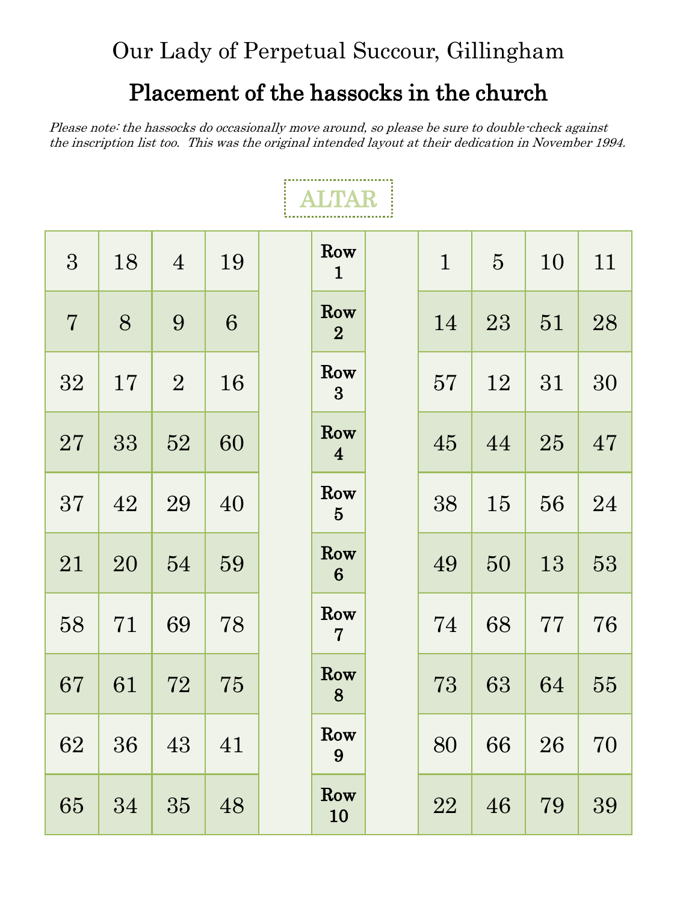# Our Lady of Perpetual Succour, Gillingham

## Placement of the hassocks in the church

*Please note: the hassocks do occasionally move around, so please be sure to double-check against the inscription list too. This was the original intended layout at their dedication in November 1994.*

ALTAR

| | | | | | | | | | | |
|---|---|---|---|---|---|---|---|---|---|---|
| 3 | 18 | 4 | 19 | | Row 1 | | 1 | 5 | 10 | 11 |
| 7 | 8 | 9 | 6 | | Row 2 | | 14 | 23 | 51 | 28 |
| 32 | 17 | 2 | 16 | | Row 3 | | 57 | 12 | 31 | 30 |
| 27 | 33 | 52 | 60 | | Row 4 | | 45 | 44 | 25 | 47 |
| 37 | 42 | 29 | 40 | | Row 5 | | 38 | 15 | 56 | 24 |
| 21 | 20 | 54 | 59 | | Row 6 | | 49 | 50 | 13 | 53 |
| 58 | 71 | 69 | 78 | | Row 7 | | 74 | 68 | 77 | 76 |
| 67 | 61 | 72 | 75 | | Row 8 | | 73 | 63 | 64 | 55 |
| 62 | 36 | 43 | 41 | | Row 9 | | 80 | 66 | 26 | 70 |
| 65 | 34 | 35 | 48 | | Row 10 | | 22 | 46 | 79 | 39 |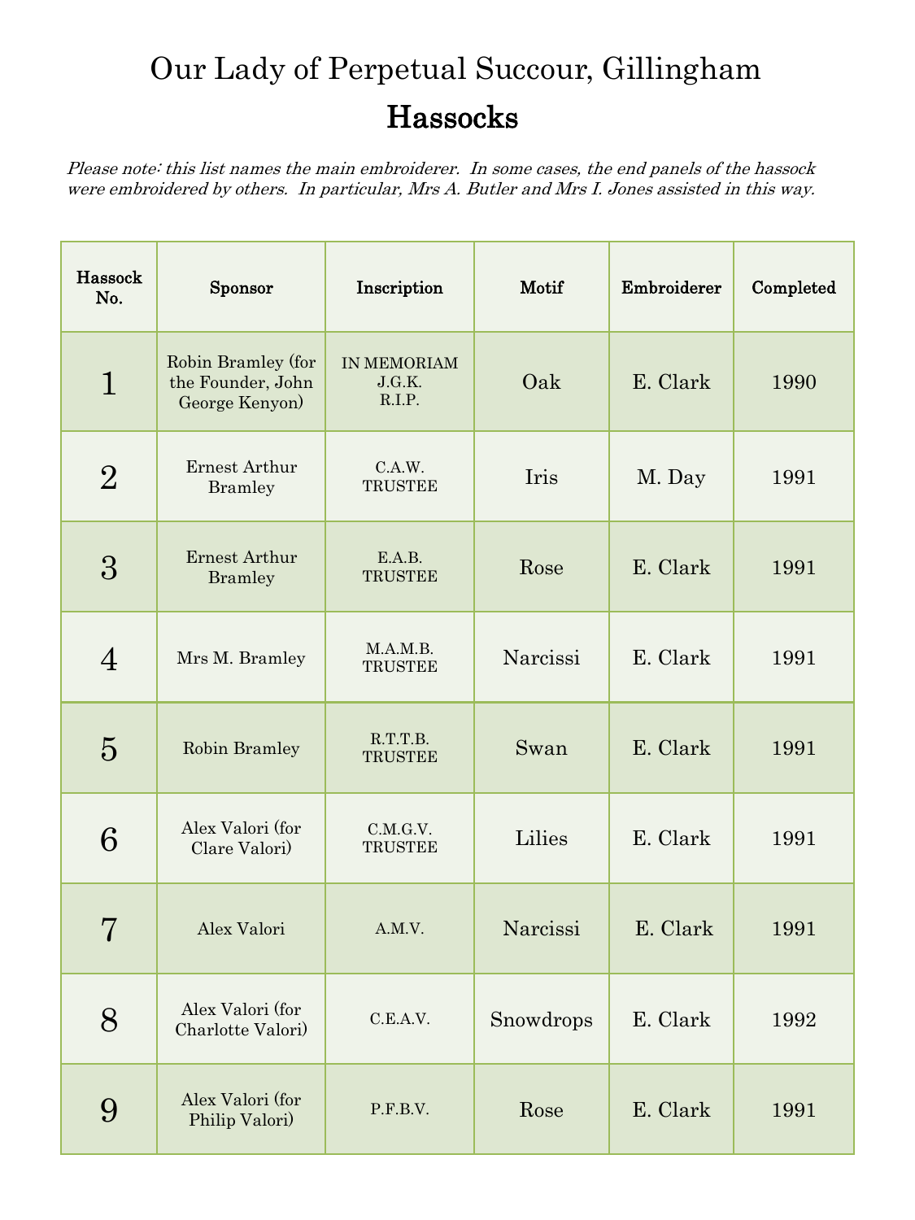# Our Lady of Perpetual Succour, Gillingham

## Hassocks

*Please note: this list names the main embroiderer. In some cases, the end panels of the hassock were embroidered by others. In particular, Mrs A. Butler and Mrs I. Jones assisted in this way.*

| Hassock No. | Sponsor | Inscription | Motif | Embroiderer | Completed |
|---|---|---|---|---|---|
| 1 | Robin Bramley (for the Founder, John George Kenyon) | IN MEMORIAM J.G.K. R.I.P. | Oak | E. Clark | 1990 |
| 2 | Ernest Arthur Bramley | C.A.W. TRUSTEE | Iris | M. Day | 1991 |
| 3 | Ernest Arthur Bramley | E.A.B. TRUSTEE | Rose | E. Clark | 1991 |
| 4 | Mrs M. Bramley | M.A.M.B. TRUSTEE | Narcissi | E. Clark | 1991 |
| 5 | Robin Bramley | R.T.T.B. TRUSTEE | Swan | E. Clark | 1991 |
| 6 | Alex Valori (for Clare Valori) | C.M.G.V. TRUSTEE | Lilies | E. Clark | 1991 |
| 7 | Alex Valori | A.M.V. | Narcissi | E. Clark | 1991 |
| 8 | Alex Valori (for Charlotte Valori) | C.E.A.V. | Snowdrops | E. Clark | 1992 |
| 9 | Alex Valori (for Philip Valori) | P.F.B.V. | Rose | E. Clark | 1991 |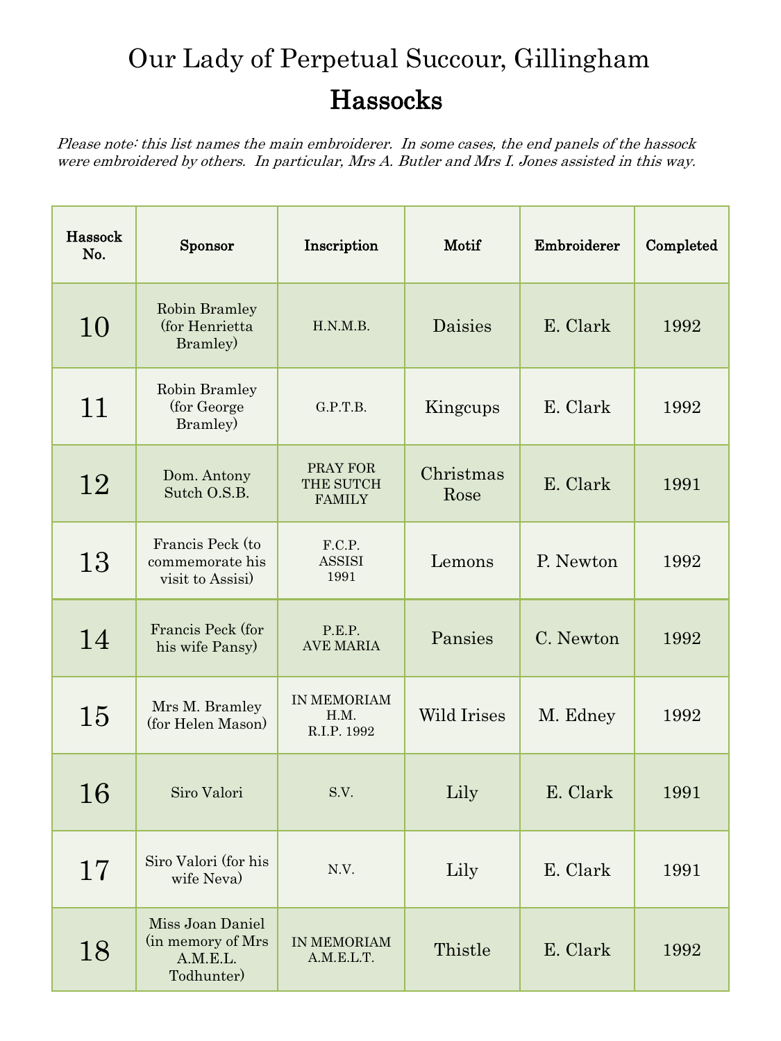# Our Lady of Perpetual Succour, Gillingham

## Hassocks

*Please note: this list names the main embroiderer. In some cases, the end panels of the hassock were embroidered by others. In particular, Mrs A. Butler and Mrs I. Jones assisted in this way.*

| Hassock No. | Sponsor | Inscription | Motif | Embroiderer | Completed |
|---|---|---|---|---|---|
| 10 | Robin Bramley (for Henrietta Bramley) | H.N.M.B. | Daisies | E. Clark | 1992 |
| 11 | Robin Bramley (for George Bramley) | G.P.T.B. | Kingcups | E. Clark | 1992 |
| 12 | Dom. Antony Sutch O.S.B. | PRAY FOR THE SUTCH FAMILY | Christmas Rose | E. Clark | 1991 |
| 13 | Francis Peck (to commemorate his visit to Assisi) | F.C.P. ASSISI 1991 | Lemons | P. Newton | 1992 |
| 14 | Francis Peck (for his wife Pansy) | P.E.P. AVE MARIA | Pansies | C. Newton | 1992 |
| 15 | Mrs M. Bramley (for Helen Mason) | IN MEMORIAM H.M. R.I.P. 1992 | Wild Irises | M. Edney | 1992 |
| 16 | Siro Valori | S.V. | Lily | E. Clark | 1991 |
| 17 | Siro Valori (for his wife Neva) | N.V. | Lily | E. Clark | 1991 |
| 18 | Miss Joan Daniel (in memory of Mrs A.M.E.L. Todhunter) | IN MEMORIAM A.M.E.L.T. | Thistle | E. Clark | 1992 |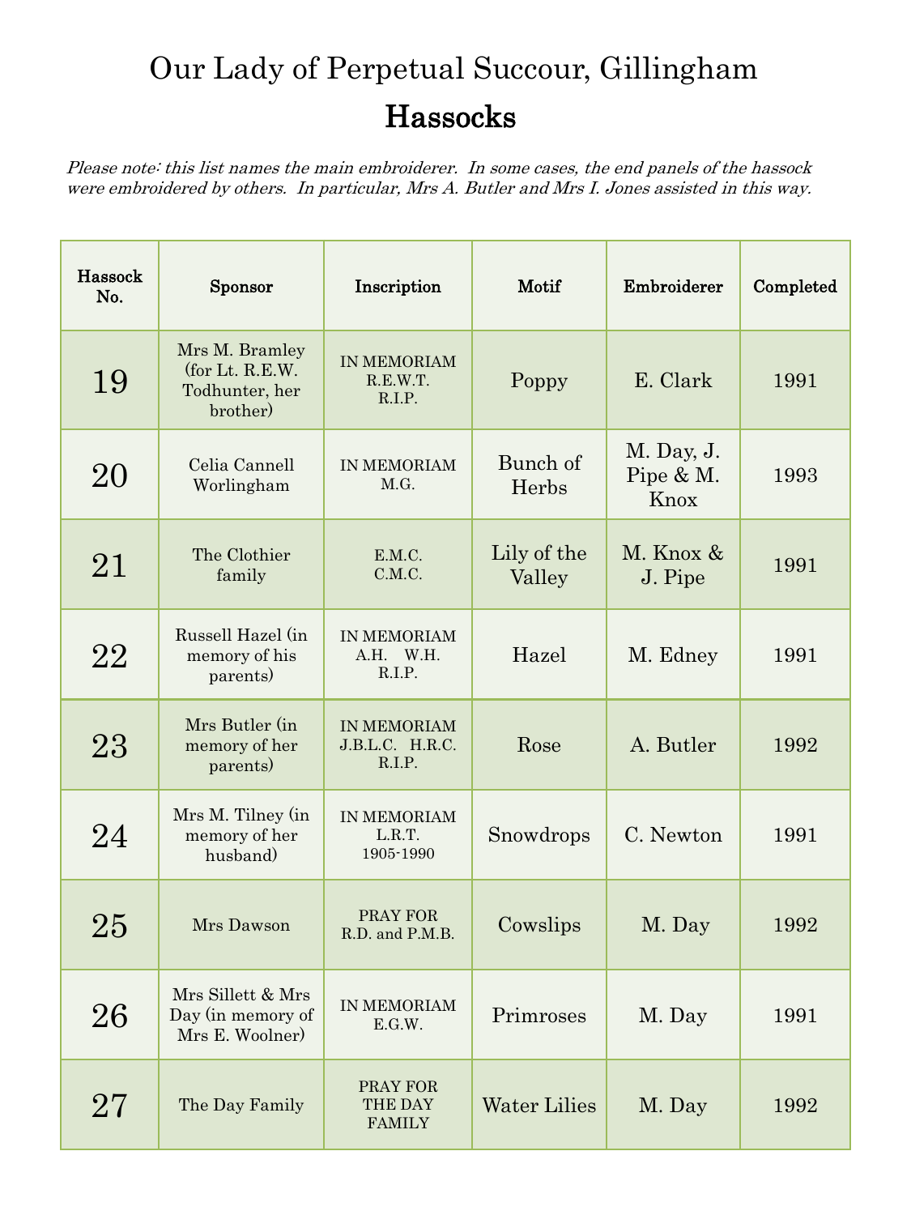# Our Lady of Perpetual Succour, Gillingham

## Hassocks

*Please note: this list names the main embroiderer. In some cases, the end panels of the hassock were embroidered by others. In particular, Mrs A. Butler and Mrs I. Jones assisted in this way.*

| Hassock No. | Sponsor | Inscription | Motif | Embroiderer | Completed |
|---|---|---|---|---|---|
| 19 | Mrs M. Bramley (for Lt. R.E.W. Todhunter, her brother) | IN MEMORIAM R.E.W.T. R.I.P. | Poppy | E. Clark | 1991 |
| 20 | Celia Cannell Worlingham | IN MEMORIAM M.G. | Bunch of Herbs | M. Day, J. Pipe & M. Knox | 1993 |
| 21 | The Clothier family | E.M.C. C.M.C. | Lily of the Valley | M. Knox & J. Pipe | 1991 |
| 22 | Russell Hazel (in memory of his parents) | IN MEMORIAM A.H. W.H. R.I.P. | Hazel | M. Edney | 1991 |
| 23 | Mrs Butler (in memory of her parents) | IN MEMORIAM J.B.L.C. H.R.C. R.I.P. | Rose | A. Butler | 1992 |
| 24 | Mrs M. Tilney (in memory of her husband) | IN MEMORIAM L.R.T. 1905-1990 | Snowdrops | C. Newton | 1991 |
| 25 | Mrs Dawson | PRAY FOR R.D. and P.M.B. | Cowslips | M. Day | 1992 |
| 26 | Mrs Sillett & Mrs Day (in memory of Mrs E. Woolner) | IN MEMORIAM E.G.W. | Primroses | M. Day | 1991 |
| 27 | The Day Family | PRAY FOR THE DAY FAMILY | Water Lilies | M. Day | 1992 |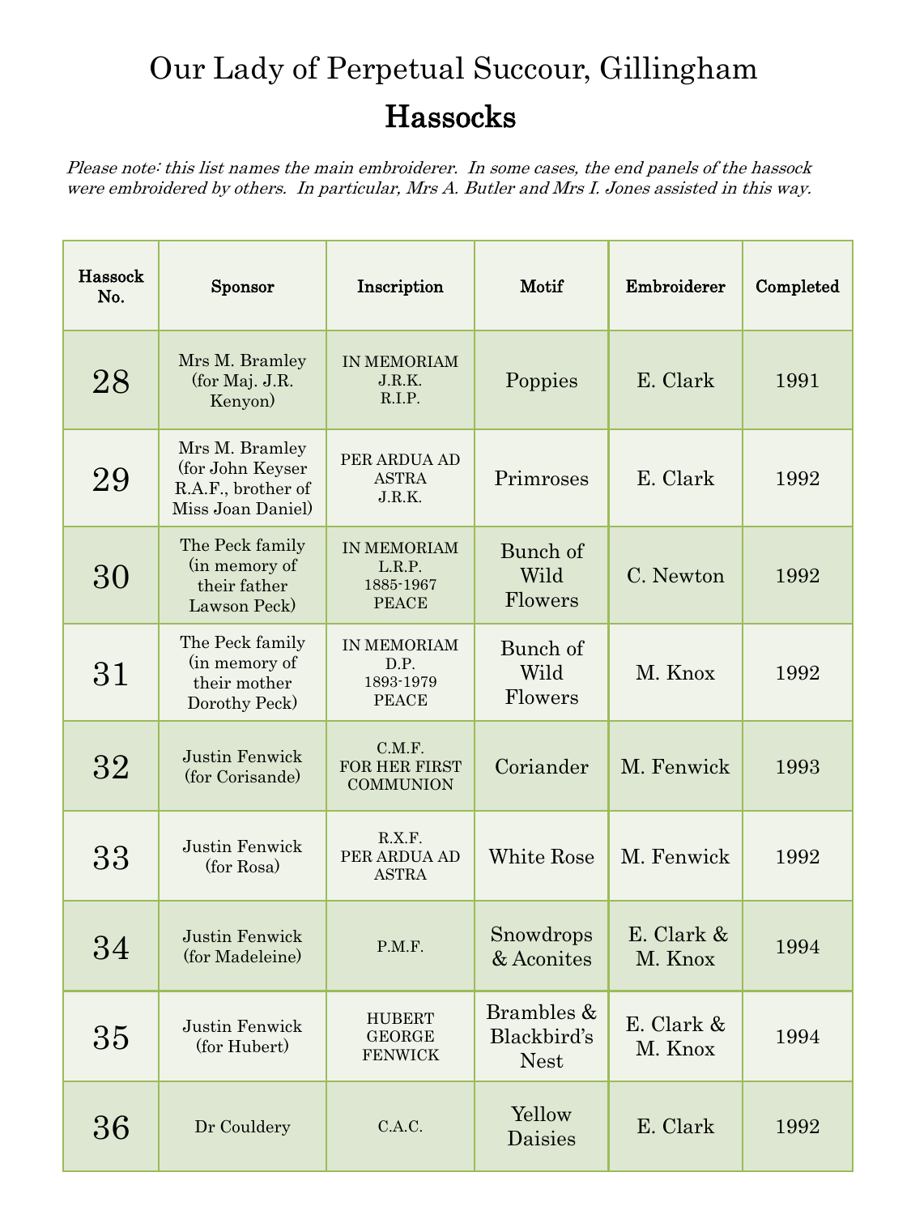# Our Lady of Perpetual Succour, Gillingham

## Hassocks

*Please note: this list names the main embroiderer. In some cases, the end panels of the hassock were embroidered by others. In particular, Mrs A. Butler and Mrs I. Jones assisted in this way.*

| Hassock No. | Sponsor | Inscription | Motif | Embroiderer | Completed |
|---|---|---|---|---|---|
| 28 | Mrs M. Bramley (for Maj. J.R. Kenyon) | IN MEMORIAM J.R.K. R.I.P. | Poppies | E. Clark | 1991 |
| 29 | Mrs M. Bramley (for John Keyser R.A.F., brother of Miss Joan Daniel) | PER ARDUA AD ASTRA J.R.K. | Primroses | E. Clark | 1992 |
| 30 | The Peck family (in memory of their father Lawson Peck) | IN MEMORIAM L.R.P. 1885-1967 PEACE | Bunch of Wild Flowers | C. Newton | 1992 |
| 31 | The Peck family (in memory of their mother Dorothy Peck) | IN MEMORIAM D.P. 1893-1979 PEACE | Bunch of Wild Flowers | M. Knox | 1992 |
| 32 | Justin Fenwick (for Corisande) | C.M.F. FOR HER FIRST COMMUNION | Coriander | M. Fenwick | 1993 |
| 33 | Justin Fenwick (for Rosa) | R.X.F. PER ARDUA AD ASTRA | White Rose | M. Fenwick | 1992 |
| 34 | Justin Fenwick (for Madeleine) | P.M.F. | Snowdrops & Aconites | E. Clark & M. Knox | 1994 |
| 35 | Justin Fenwick (for Hubert) | HUBERT GEORGE FENWICK | Brambles & Blackbird's Nest | E. Clark & M. Knox | 1994 |
| 36 | Dr Couldery | C.A.C. | Yellow Daisies | E. Clark | 1992 |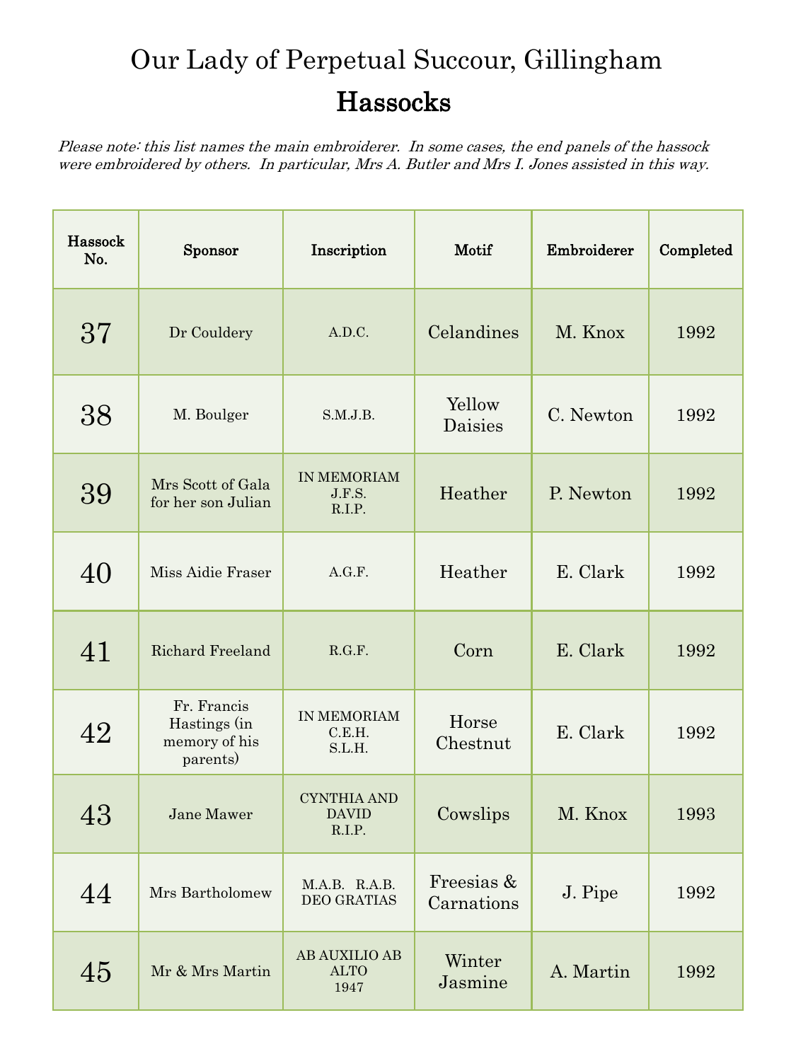# Our Lady of Perpetual Succour, Gillingham

## Hassocks

*Please note: this list names the main embroiderer. In some cases, the end panels of the hassock were embroidered by others. In particular, Mrs A. Butler and Mrs I. Jones assisted in this way.*

| Hassock No. | Sponsor | Inscription | Motif | Embroiderer | Completed |
|---|---|---|---|---|---|
| 37 | Dr Couldery | A.D.C. | Celandines | M. Knox | 1992 |
| 38 | M. Boulger | S.M.J.B. | Yellow Daisies | C. Newton | 1992 |
| 39 | Mrs Scott of Gala for her son Julian | IN MEMORIAM J.F.S. R.I.P. | Heather | P. Newton | 1992 |
| 40 | Miss Aidie Fraser | A.G.F. | Heather | E. Clark | 1992 |
| 41 | Richard Freeland | R.G.F. | Corn | E. Clark | 1992 |
| 42 | Fr. Francis Hastings (in memory of his parents) | IN MEMORIAM C.E.H. S.L.H. | Horse Chestnut | E. Clark | 1992 |
| 43 | Jane Mawer | CYNTHIA AND DAVID R.I.P. | Cowslips | M. Knox | 1993 |
| 44 | Mrs Bartholomew | M.A.B. R.A.B. DEO GRATIAS | Freesias & Carnations | J. Pipe | 1992 |
| 45 | Mr & Mrs Martin | AB AUXILIO AB ALTO 1947 | Winter Jasmine | A. Martin | 1992 |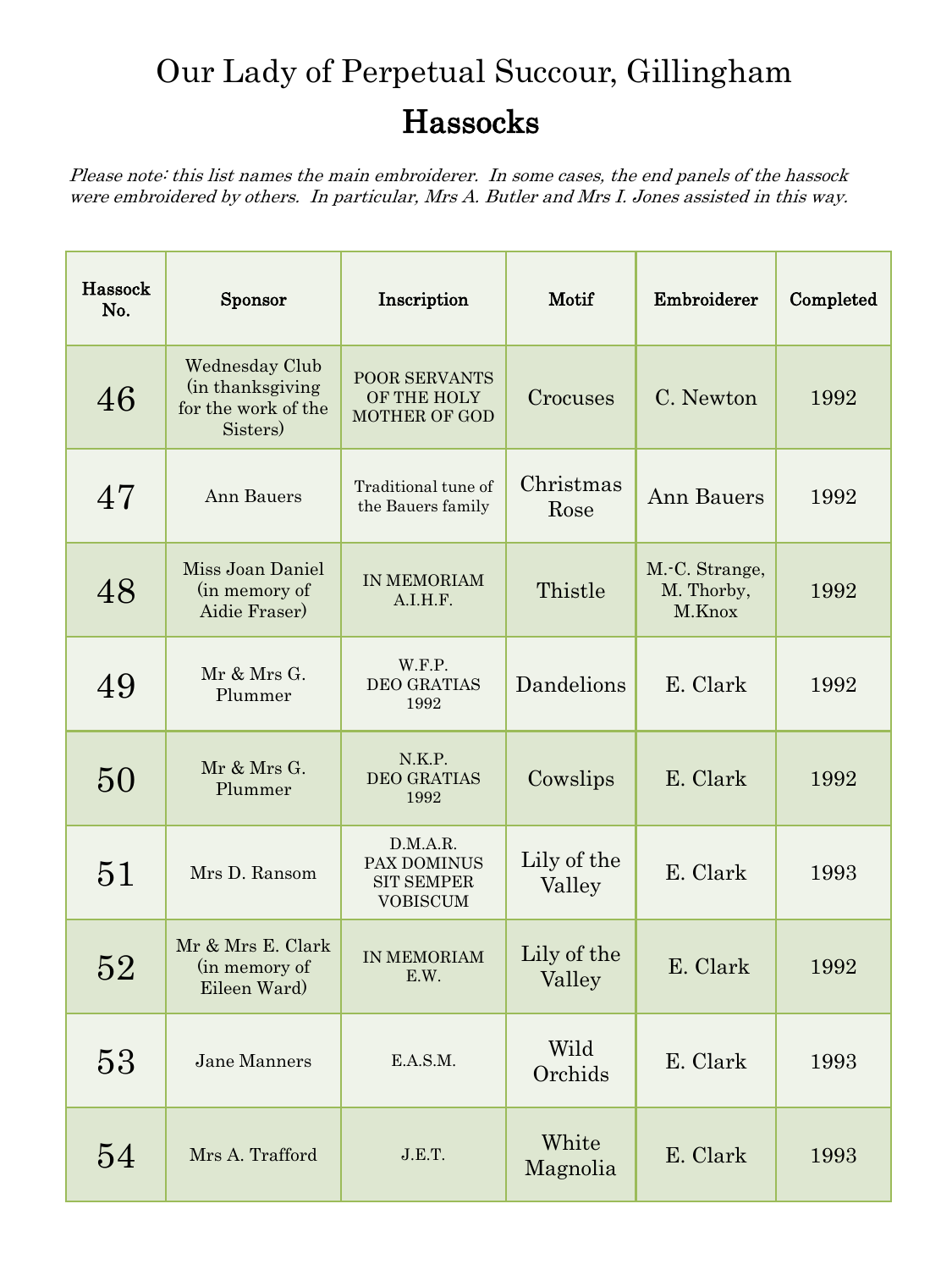# Our Lady of Perpetual Succour, Gillingham

## Hassocks

*Please note: this list names the main embroiderer. In some cases, the end panels of the hassock were embroidered by others. In particular, Mrs A. Butler and Mrs I. Jones assisted in this way.*

| Hassock No. | Sponsor | Inscription | Motif | Embroiderer | Completed |
|---|---|---|---|---|---|
| 46 | Wednesday Club (in thanksgiving for the work of the Sisters) | POOR SERVANTS OF THE HOLY MOTHER OF GOD | Crocuses | C. Newton | 1992 |
| 47 | Ann Bauers | Traditional tune of the Bauers family | Christmas Rose | Ann Bauers | 1992 |
| 48 | Miss Joan Daniel (in memory of Aidie Fraser) | IN MEMORIAM A.I.H.F. | Thistle | M.-C. Strange, M. Thorby, M.Knox | 1992 |
| 49 | Mr & Mrs G. Plummer | W.F.P. DEO GRATIAS 1992 | Dandelions | E. Clark | 1992 |
| 50 | Mr & Mrs G. Plummer | N.K.P. DEO GRATIAS 1992 | Cowslips | E. Clark | 1992 |
| 51 | Mrs D. Ransom | D.M.A.R. PAX DOMINUS SIT SEMPER VOBISCUM | Lily of the Valley | E. Clark | 1993 |
| 52 | Mr & Mrs E. Clark (in memory of Eileen Ward) | IN MEMORIAM E.W. | Lily of the Valley | E. Clark | 1992 |
| 53 | Jane Manners | E.A.S.M. | Wild Orchids | E. Clark | 1993 |
| 54 | Mrs A. Trafford | J.E.T. | White Magnolia | E. Clark | 1993 |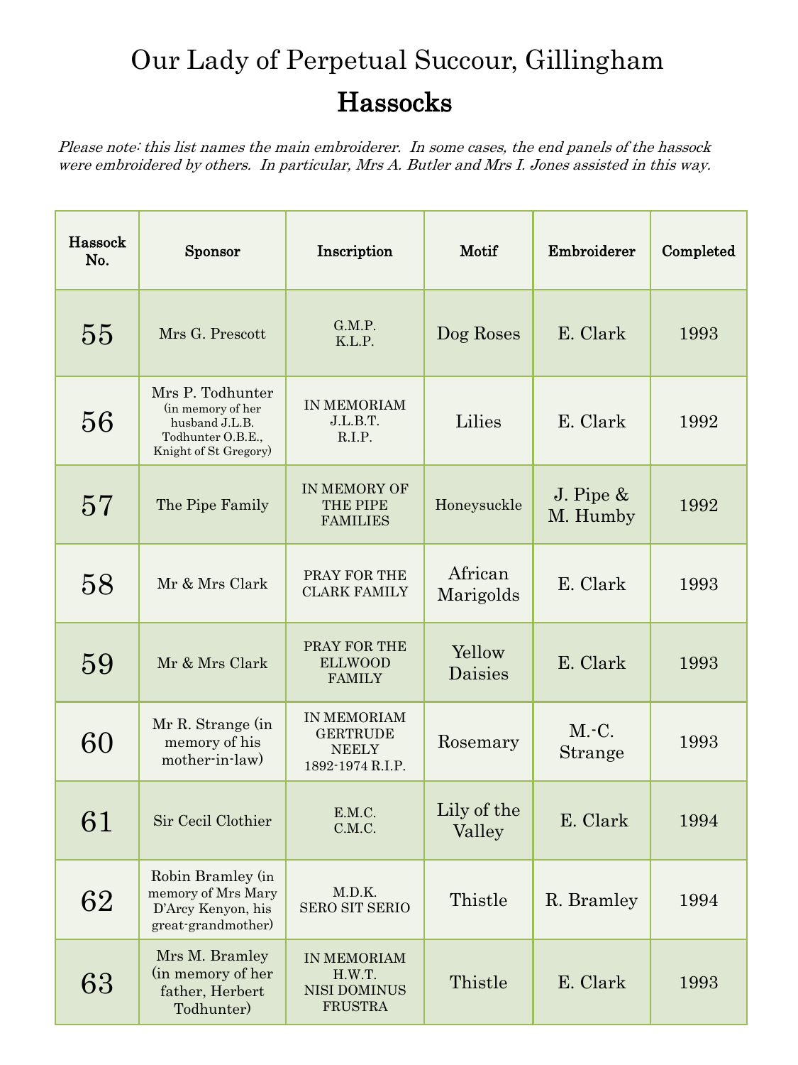# Our Lady of Perpetual Succour, Gillingham

## Hassocks

*Please note: this list names the main embroiderer. In some cases, the end panels of the hassock were embroidered by others. In particular, Mrs A. Butler and Mrs I. Jones assisted in this way.*

| Hassock No. | Sponsor | Inscription | Motif | Embroiderer | Completed |
|---|---|---|---|---|---|
| 55 | Mrs G. Prescott | G.M.P. K.L.P. | Dog Roses | E. Clark | 1993 |
| 56 | Mrs P. Todhunter (in memory of her husband J.L.B. Todhunter O.B.E., Knight of St Gregory) | IN MEMORIAM J.L.B.T. R.I.P. | Lilies | E. Clark | 1992 |
| 57 | The Pipe Family | IN MEMORY OF THE PIPE FAMILIES | Honeysuckle | J. Pipe & M. Humby | 1992 |
| 58 | Mr & Mrs Clark | PRAY FOR THE CLARK FAMILY | African Marigolds | E. Clark | 1993 |
| 59 | Mr & Mrs Clark | PRAY FOR THE ELLWOOD FAMILY | Yellow Daisies | E. Clark | 1993 |
| 60 | Mr R. Strange (in memory of his mother-in-law) | IN MEMORIAM GERTRUDE NEELY 1892-1974 R.I.P. | Rosemary | M.-C. Strange | 1993 |
| 61 | Sir Cecil Clothier | E.M.C. C.M.C. | Lily of the Valley | E. Clark | 1994 |
| 62 | Robin Bramley (in memory of Mrs Mary D'Arcy Kenyon, his great-grandmother) | M.D.K. SERO SIT SERIO | Thistle | R. Bramley | 1994 |
| 63 | Mrs M. Bramley (in memory of her father, Herbert Todhunter) | IN MEMORIAM H.W.T. NISI DOMINUS FRUSTRA | Thistle | E. Clark | 1993 |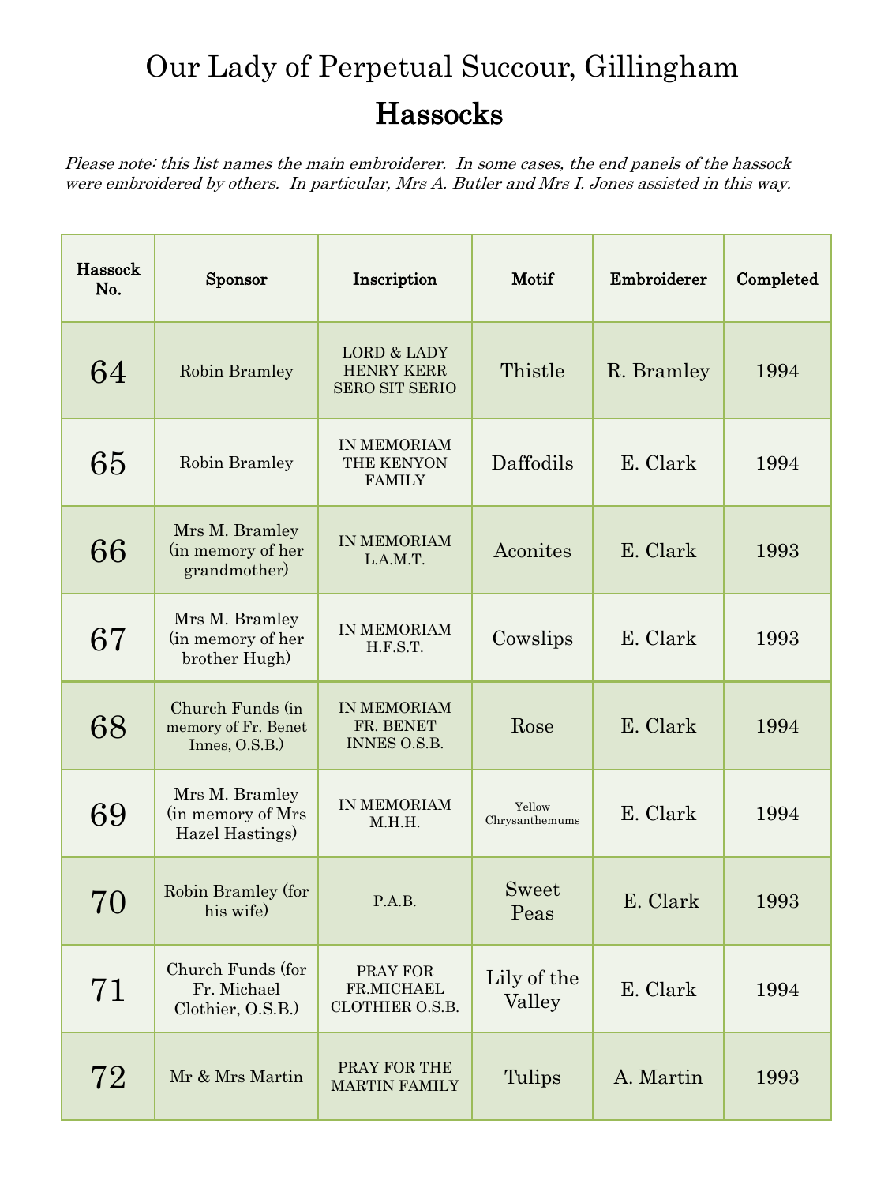# Our Lady of Perpetual Succour, Gillingham

## Hassocks

*Please note: this list names the main embroiderer. In some cases, the end panels of the hassock were embroidered by others. In particular, Mrs A. Butler and Mrs I. Jones assisted in this way.*

| Hassock No. | Sponsor | Inscription | Motif | Embroiderer | Completed |
|---|---|---|---|---|---|
| 64 | Robin Bramley | LORD & LADY HENRY KERR SERO SIT SERIO | Thistle | R. Bramley | 1994 |
| 65 | Robin Bramley | IN MEMORIAM THE KENYON FAMILY | Daffodils | E. Clark | 1994 |
| 66 | Mrs M. Bramley (in memory of her grandmother) | IN MEMORIAM L.A.M.T. | Aconites | E. Clark | 1993 |
| 67 | Mrs M. Bramley (in memory of her brother Hugh) | IN MEMORIAM H.F.S.T. | Cowslips | E. Clark | 1993 |
| 68 | Church Funds (in memory of Fr. Benet Innes, O.S.B.) | IN MEMORIAM FR. BENET INNES O.S.B. | Rose | E. Clark | 1994 |
| 69 | Mrs M. Bramley (in memory of Mrs Hazel Hastings) | IN MEMORIAM M.H.H. | Yellow Chrysanthemums | E. Clark | 1994 |
| 70 | Robin Bramley (for his wife) | P.A.B. | Sweet Peas | E. Clark | 1993 |
| 71 | Church Funds (for Fr. Michael Clothier, O.S.B.) | PRAY FOR FR.MICHAEL CLOTHIER O.S.B. | Lily of the Valley | E. Clark | 1994 |
| 72 | Mr & Mrs Martin | PRAY FOR THE MARTIN FAMILY | Tulips | A. Martin | 1993 |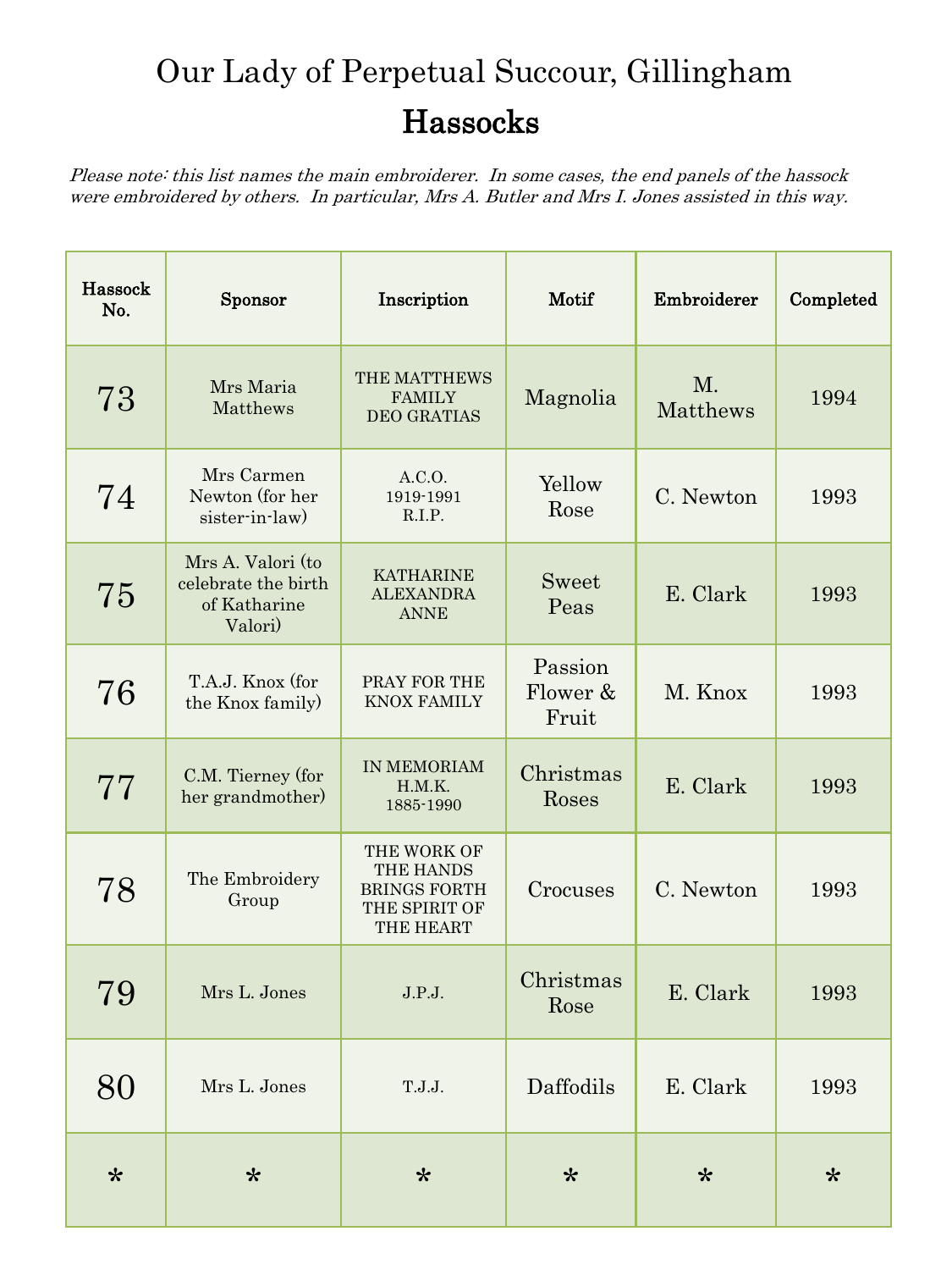# Our Lady of Perpetual Succour, Gillingham

## Hassocks

*Please note: this list names the main embroiderer. In some cases, the end panels of the hassock were embroidered by others. In particular, Mrs A. Butler and Mrs I. Jones assisted in this way.*

| Hassock No. | Sponsor | Inscription | Motif | Embroiderer | Completed |
|---|---|---|---|---|---|
| 73 | Mrs Maria Matthews | THE MATTHEWS FAMILY DEO GRATIAS | Magnolia | M. Matthews | 1994 |
| 74 | Mrs Carmen Newton (for her sister-in-law) | A.C.O. 1919-1991 R.I.P. | Yellow Rose | C. Newton | 1993 |
| 75 | Mrs A. Valori (to celebrate the birth of Katharine Valori) | KATHARINE ALEXANDRA ANNE | Sweet Peas | E. Clark | 1993 |
| 76 | T.A.J. Knox (for the Knox family) | PRAY FOR THE KNOX FAMILY | Passion Flower & Fruit | M. Knox | 1993 |
| 77 | C.M. Tierney (for her grandmother) | IN MEMORIAM H.M.K. 1885-1990 | Christmas Roses | E. Clark | 1993 |
| 78 | The Embroidery Group | THE WORK OF THE HANDS BRINGS FORTH THE SPIRIT OF THE HEART | Crocuses | C. Newton | 1993 |
| 79 | Mrs L. Jones | J.P.J. | Christmas Rose | E. Clark | 1993 |
| 80 | Mrs L. Jones | T.J.J. | Daffodils | E. Clark | 1993 |
| * | * | * | * | * | * |